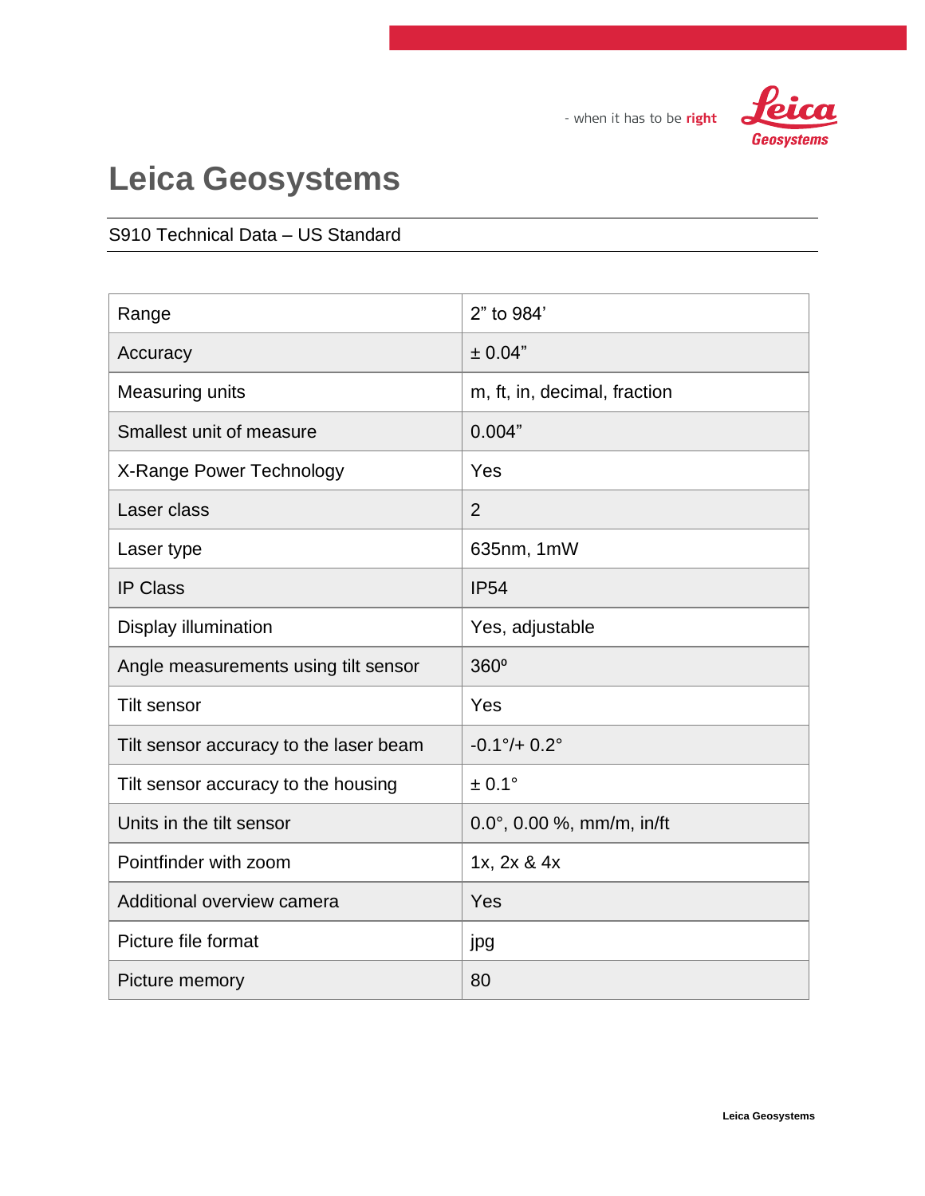# Leica Geosystems

S910 Technical Data – US Standard

| Range | 2” to 984’ |
|---|---|
| Accuracy | ± 0.04” |
| Measuring units | m, ft, in, decimal, fraction |
| Smallest unit of measure | 0.004” |
| X-Range Power Technology | Yes |
| Laser class | 2 |
| Laser type | 635nm, 1mW |
| IP Class | IP54 |
| Display illumination | Yes, adjustable |
| Angle measurements using tilt sensor | 360º |
| Tilt sensor | Yes |
| Tilt sensor accuracy to the laser beam | -0.1°/+ 0.2° |
| Tilt sensor accuracy to the housing | ± 0.1° |
| Units in the tilt sensor | 0.0°, 0.00 %, mm/m, in/ft |
| Pointfinder with zoom | 1x, 2x & 4x |
| Additional overview camera | Yes |
| Picture file format | jpg |
| Picture memory | 80 |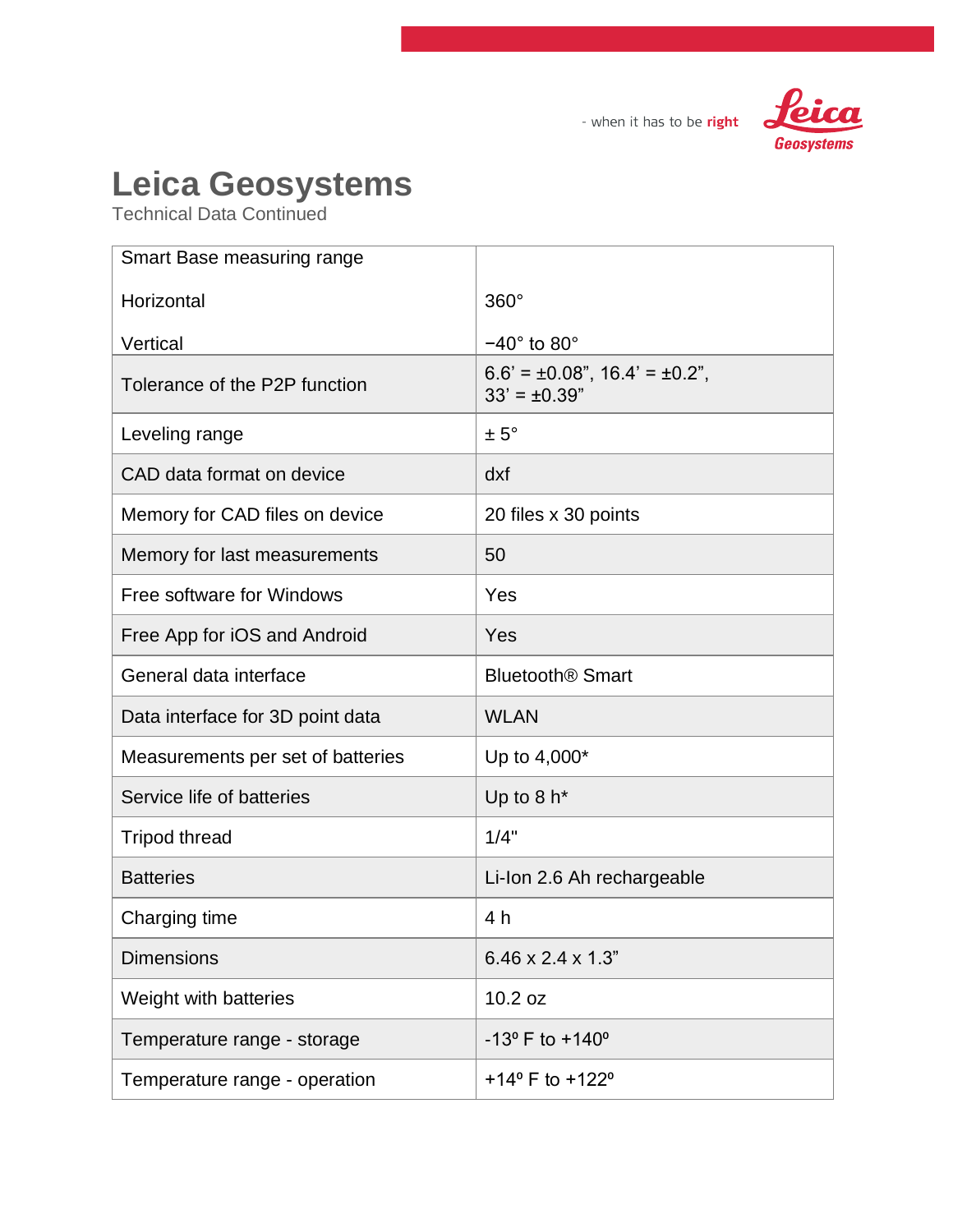- when it has to be **right**

# Leica Geosystems

Technical Data Continued

| | |
|---|---|
| Smart Base measuring range<br><br>Horizontal<br><br>Vertical | <br><br>360°<br><br>−40° to 80° |
| Tolerance of the P2P function | 6.6’ = ±0.08”, 16.4’ = ±0.2”, 33’ = ±0.39” |
| Leveling range | ± 5° |
| CAD data format on device | dxf |
| Memory for CAD files on device | 20 files x 30 points |
| Memory for last measurements | 50 |
| Free software for Windows | Yes |
| Free App for iOS and Android | Yes |
| General data interface | Bluetooth® Smart |
| Data interface for 3D point data | WLAN |
| Measurements per set of batteries | Up to 4,000* |
| Service life of batteries | Up to 8 h* |
| Tripod thread | 1/4" |
| Batteries | Li-Ion 2.6 Ah rechargeable |
| Charging time | 4 h |
| Dimensions | 6.46 x 2.4 x 1.3” |
| Weight with batteries | 10.2 oz |
| Temperature range - storage | -13º F to +140º |
| Temperature range - operation | +14º F to +122º |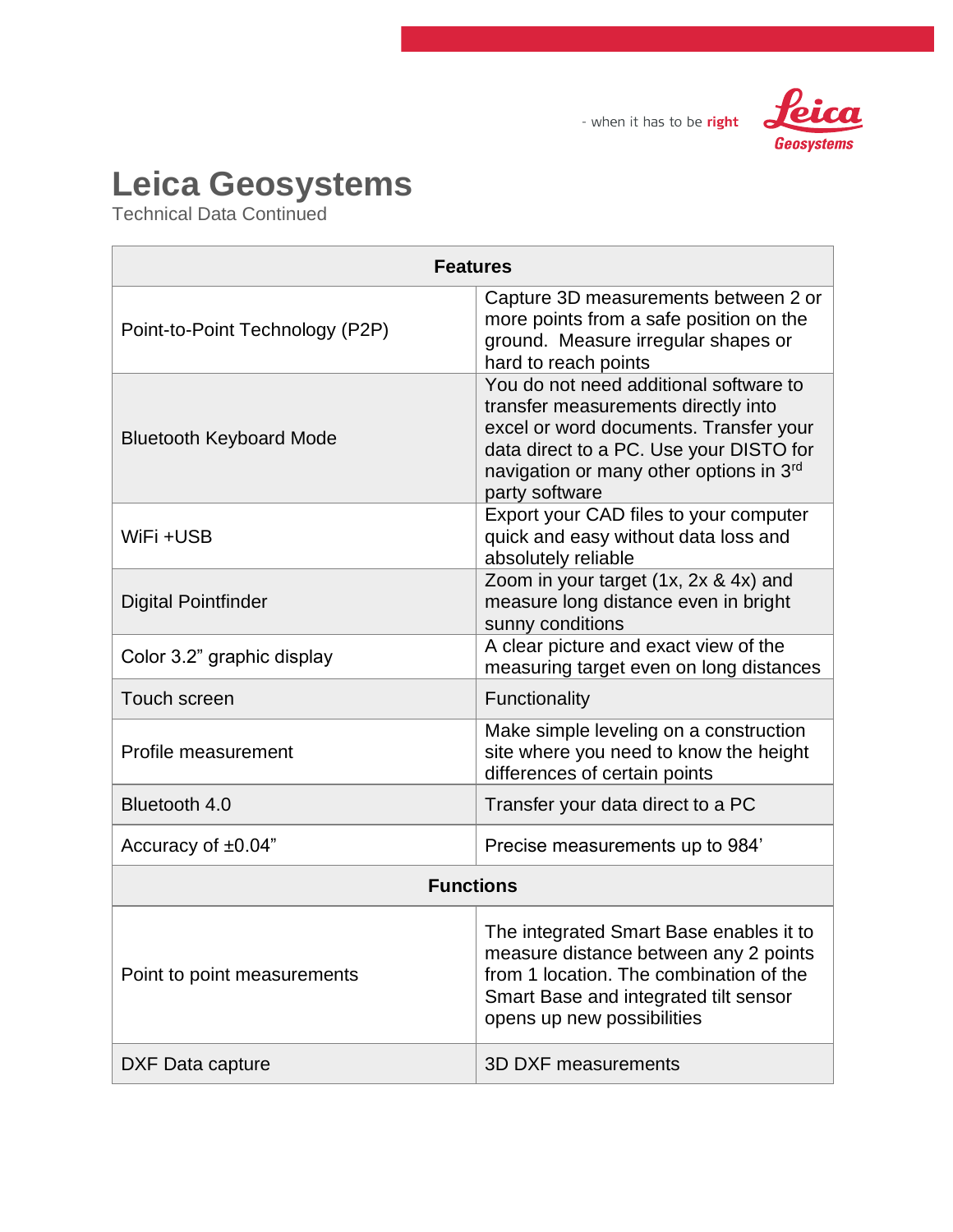- when it has to be **right**

# Leica Geosystems

Technical Data Continued

| Features | |
|---|---|
| Point-to-Point Technology (P2P) | Capture 3D measurements between 2 or more points from a safe position on the ground. Measure irregular shapes or hard to reach points |
| Bluetooth Keyboard Mode | You do not need additional software to transfer measurements directly into excel or word documents. Transfer your data direct to a PC. Use your DISTO for navigation or many other options in 3rd party software |
| WiFi +USB | Export your CAD files to your computer quick and easy without data loss and absolutely reliable |
| Digital Pointfinder | Zoom in your target (1x, 2x & 4x) and measure long distance even in bright sunny conditions |
| Color 3.2" graphic display | A clear picture and exact view of the measuring target even on long distances |
| Touch screen | Functionality |
| Profile measurement | Make simple leveling on a construction site where you need to know the height differences of certain points |
| Bluetooth 4.0 | Transfer your data direct to a PC |
| Accuracy of ±0.04" | Precise measurements up to 984' |
| **Functions** | |
| Point to point measurements | The integrated Smart Base enables it to measure distance between any 2 points from 1 location. The combination of the Smart Base and integrated tilt sensor opens up new possibilities |
| DXF Data capture | 3D DXF measurements |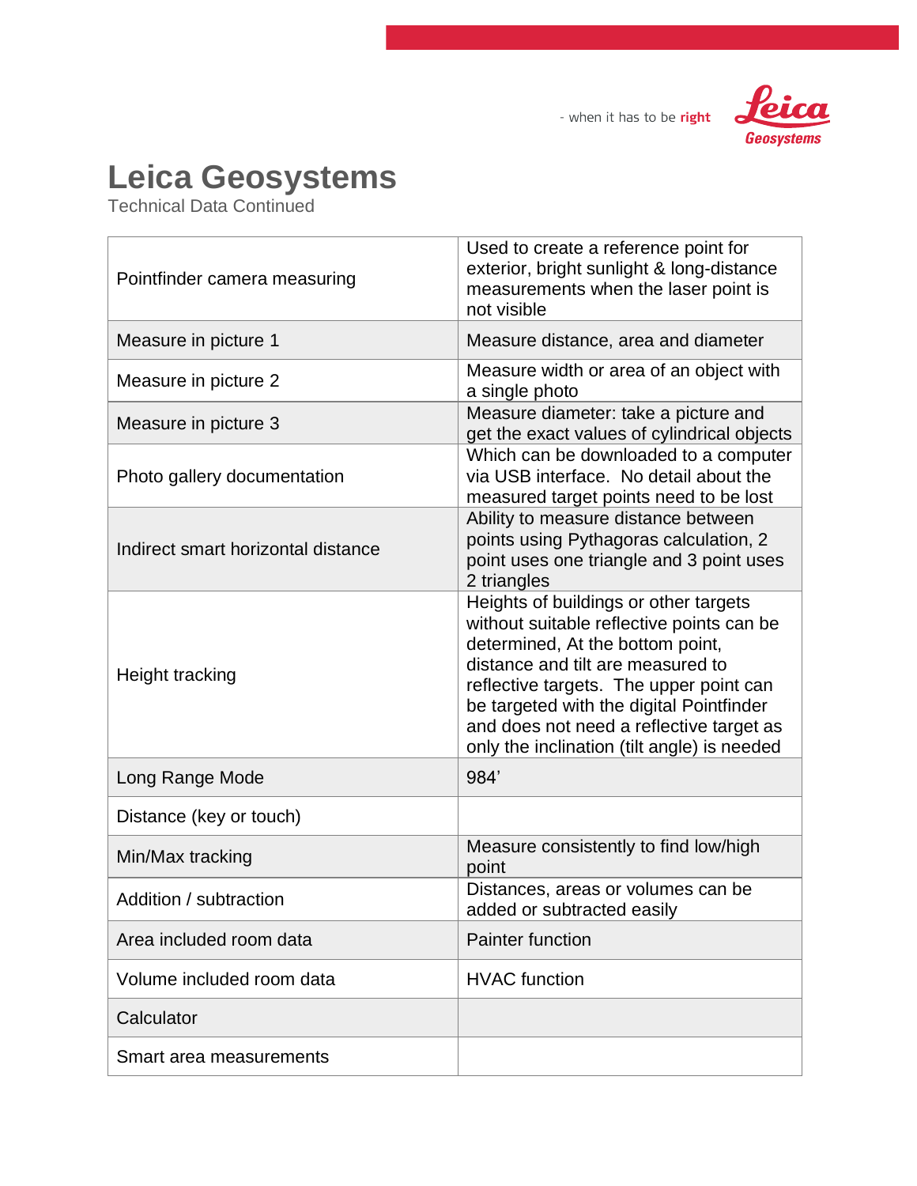# Leica Geosystems

Technical Data Continued

| | |
|---|---|
| Pointfinder camera measuring | Used to create a reference point for exterior, bright sunlight & long-distance measurements when the laser point is not visible |
| Measure in picture 1 | Measure distance, area and diameter |
| Measure in picture 2 | Measure width or area of an object with a single photo |
| Measure in picture 3 | Measure diameter: take a picture and get the exact values of cylindrical objects |
| Photo gallery documentation | Which can be downloaded to a computer via USB interface. No detail about the measured target points need to be lost |
| Indirect smart horizontal distance | Ability to measure distance between points using Pythagoras calculation, 2 point uses one triangle and 3 point uses 2 triangles |
| Height tracking | Heights of buildings or other targets without suitable reflective points can be determined, At the bottom point, distance and tilt are measured to reflective targets. The upper point can be targeted with the digital Pointfinder and does not need a reflective target as only the inclination (tilt angle) is needed |
| Long Range Mode | 984’ |
| Distance (key or touch) | |
| Min/Max tracking | Measure consistently to find low/high point |
| Addition / subtraction | Distances, areas or volumes can be added or subtracted easily |
| Area included room data | Painter function |
| Volume included room data | HVAC function |
| Calculator | |
| Smart area measurements | |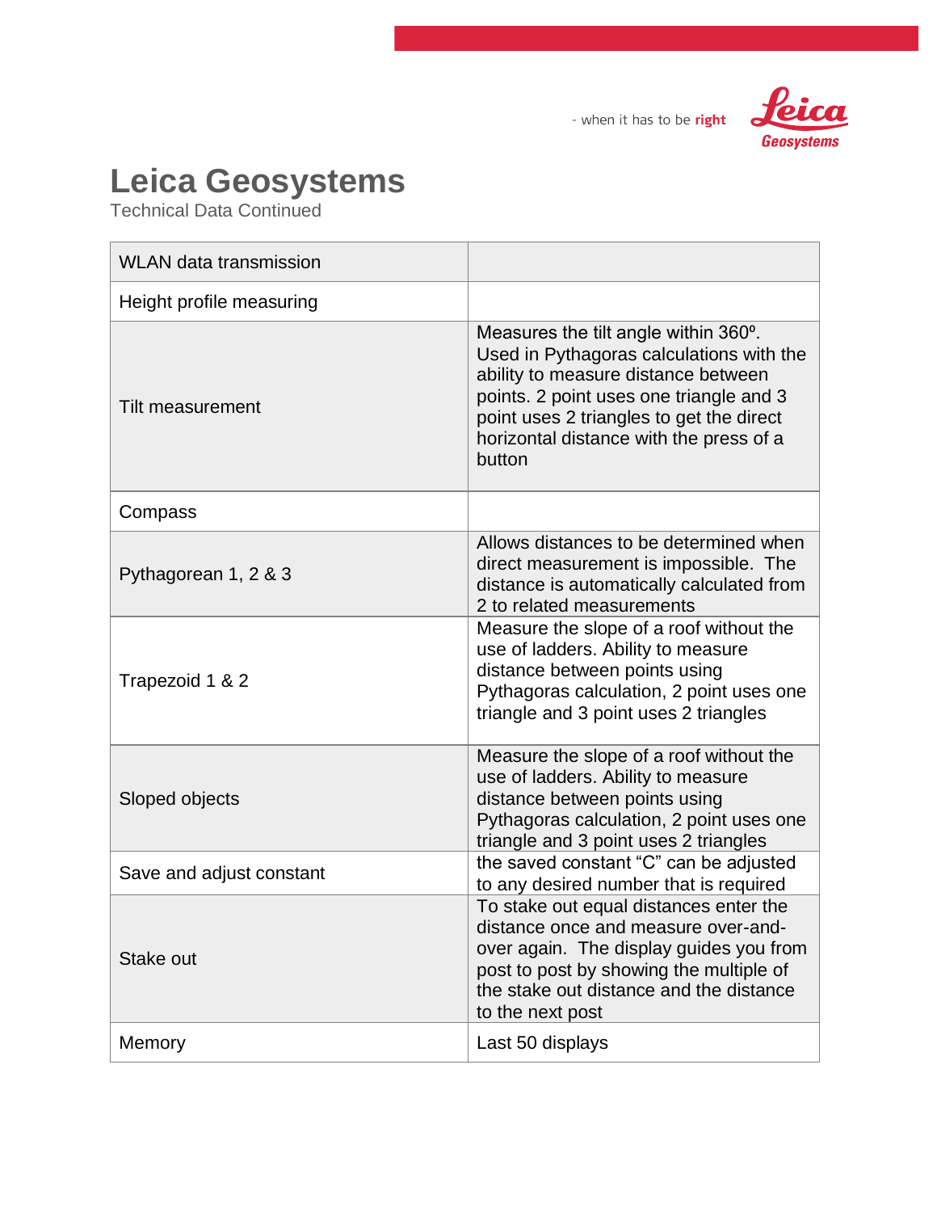# Leica Geosystems

Technical Data Continued

| | |
|---|---|
| WLAN data transmission | |
| Height profile measuring | |
| Tilt measurement | Measures the tilt angle within 360º. Used in Pythagoras calculations with the ability to measure distance between points. 2 point uses one triangle and 3 point uses 2 triangles to get the direct horizontal distance with the press of a button |
| Compass | |
| Pythagorean 1, 2 & 3 | Allows distances to be determined when direct measurement is impossible.  The distance is automatically calculated from 2 to related measurements |
| Trapezoid 1 & 2 | Measure the slope of a roof without the use of ladders. Ability to measure distance between points using Pythagoras calculation, 2 point uses one triangle and 3 point uses 2 triangles |
| Sloped objects | Measure the slope of a roof without the use of ladders. Ability to measure distance between points using Pythagoras calculation, 2 point uses one triangle and 3 point uses 2 triangles |
| Save and adjust constant | the saved constant "C" can be adjusted to any desired number that is required |
| Stake out | To stake out equal distances enter the distance once and measure over-and-over again.  The display guides you from post to post by showing the multiple of the stake out distance and the distance to the next post |
| Memory | Last 50 displays |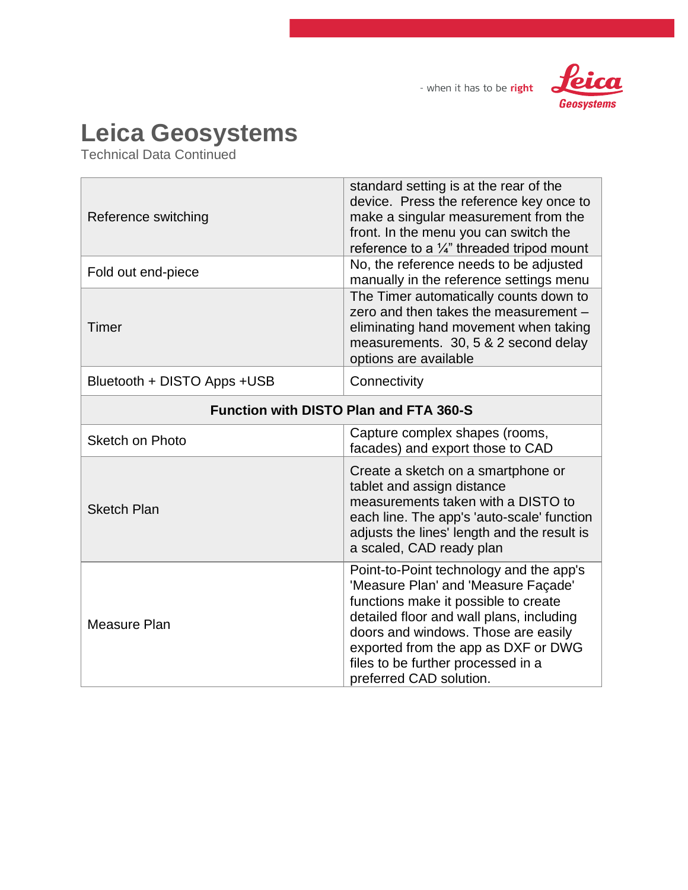# Leica Geosystems

Technical Data Continued

| | |
|---|---|
| Reference switching | standard setting is at the rear of the device. Press the reference key once to make a singular measurement from the front. In the menu you can switch the reference to a ¼" threaded tripod mount |
| Fold out end-piece | No, the reference needs to be adjusted manually in the reference settings menu |
| Timer | The Timer automatically counts down to zero and then takes the measurement – eliminating hand movement when taking measurements. 30, 5 & 2 second delay options are available |
| Bluetooth + DISTO Apps +USB | Connectivity |
| **Function with DISTO Plan and FTA 360-S** | |
| Sketch on Photo | Capture complex shapes (rooms, facades) and export those to CAD |
| Sketch Plan | Create a sketch on a smartphone or tablet and assign distance measurements taken with a DISTO to each line. The app's 'auto-scale' function adjusts the lines' length and the result is a scaled, CAD ready plan |
| Measure Plan | Point-to-Point technology and the app's 'Measure Plan' and 'Measure Façade' functions make it possible to create detailed floor and wall plans, including doors and windows. Those are easily exported from the app as DXF or DWG files to be further processed in a preferred CAD solution. |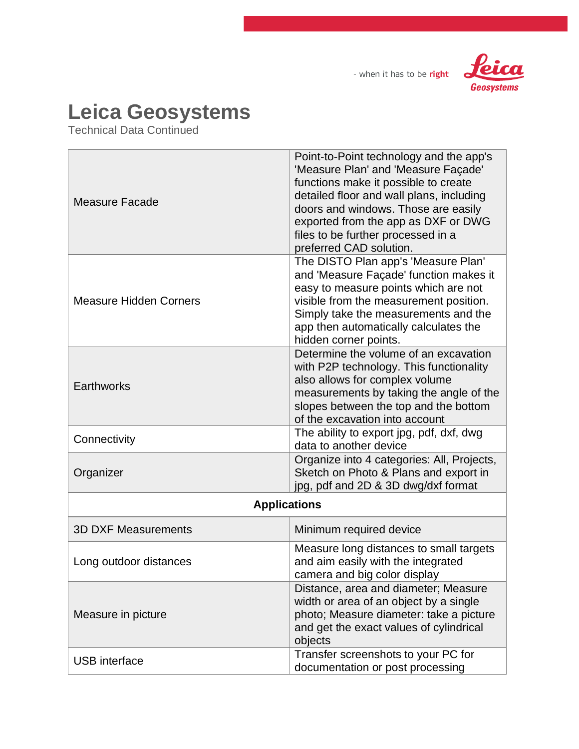# Leica Geosystems

Technical Data Continued

| | |
|---|---|
| Measure Facade | Point-to-Point technology and the app's 'Measure Plan' and 'Measure Façade' functions make it possible to create detailed floor and wall plans, including doors and windows. Those are easily exported from the app as DXF or DWG files to be further processed in a preferred CAD solution. |
| Measure Hidden Corners | The DISTO Plan app's 'Measure Plan' and 'Measure Façade' function makes it easy to measure points which are not visible from the measurement position. Simply take the measurements and the app then automatically calculates the hidden corner points. |
| Earthworks | Determine the volume of an excavation with P2P technology. This functionality also allows for complex volume measurements by taking the angle of the slopes between the top and the bottom of the excavation into account |
| Connectivity | The ability to export jpg, pdf, dxf, dwg data to another device |
| Organizer | Organize into 4 categories: All, Projects, Sketch on Photo & Plans and export in jpg, pdf and 2D & 3D dwg/dxf format |
| **Applications** | |
| 3D DXF Measurements | Minimum required device |
| Long outdoor distances | Measure long distances to small targets and aim easily with the integrated camera and big color display |
| Measure in picture | Distance, area and diameter; Measure width or area of an object by a single photo; Measure diameter: take a picture and get the exact values of cylindrical objects |
| USB interface | Transfer screenshots to your PC for documentation or post processing |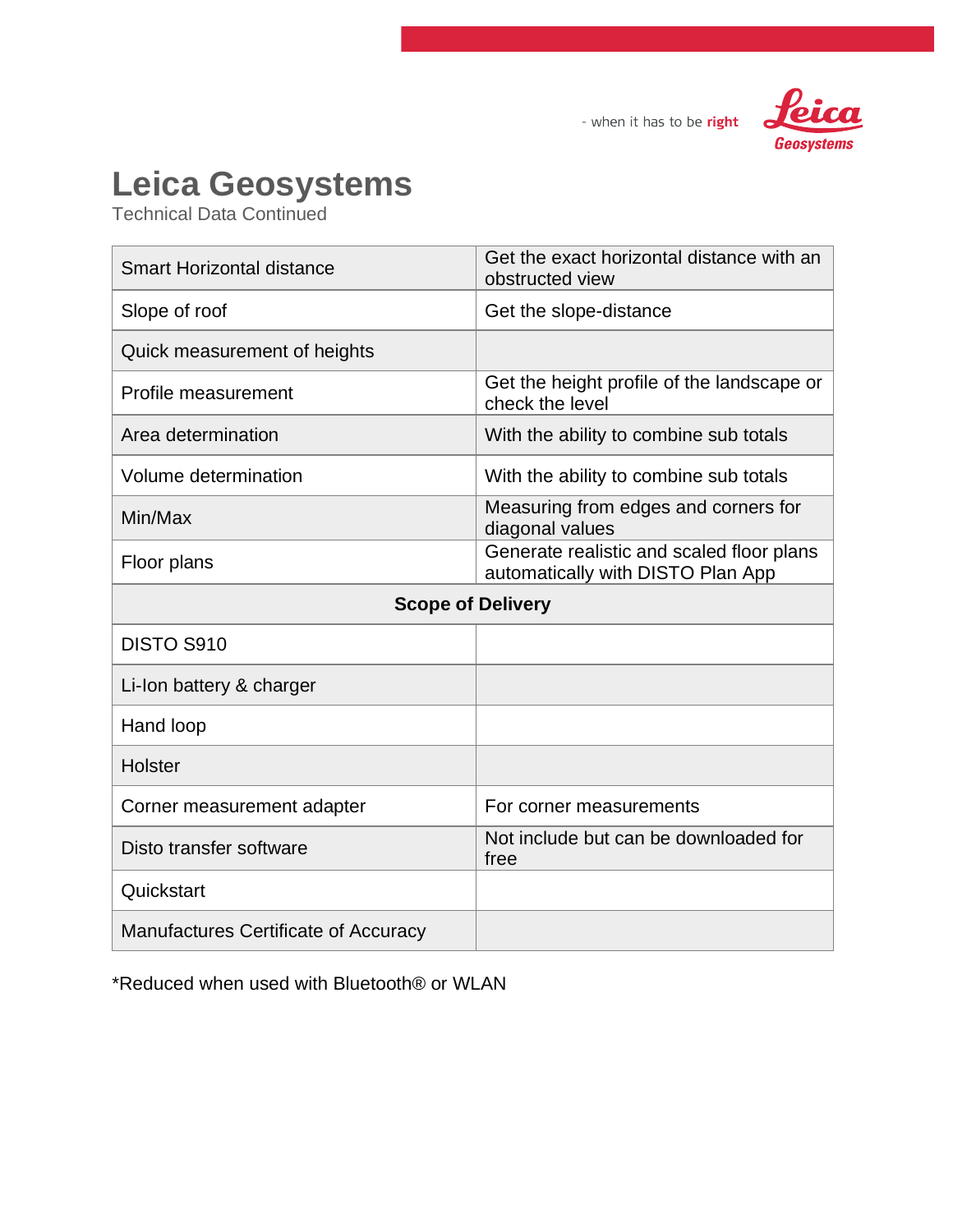# Leica Geosystems

Technical Data Continued

| | |
|---|---|
| Smart Horizontal distance | Get the exact horizontal distance with an obstructed view |
| Slope of roof | Get the slope-distance |
| Quick measurement of heights | |
| Profile measurement | Get the height profile of the landscape or check the level |
| Area determination | With the ability to combine sub totals |
| Volume determination | With the ability to combine sub totals |
| Min/Max | Measuring from edges and corners for diagonal values |
| Floor plans | Generate realistic and scaled floor plans automatically with DISTO Plan App |
| **Scope of Delivery** | |
| DISTO S910 | |
| Li-Ion battery & charger | |
| Hand loop | |
| Holster | |
| Corner measurement adapter | For corner measurements |
| Disto transfer software | Not include but can be downloaded for free |
| Quickstart | |
| Manufactures Certificate of Accuracy | |

*Reduced when used with Bluetooth® or WLAN